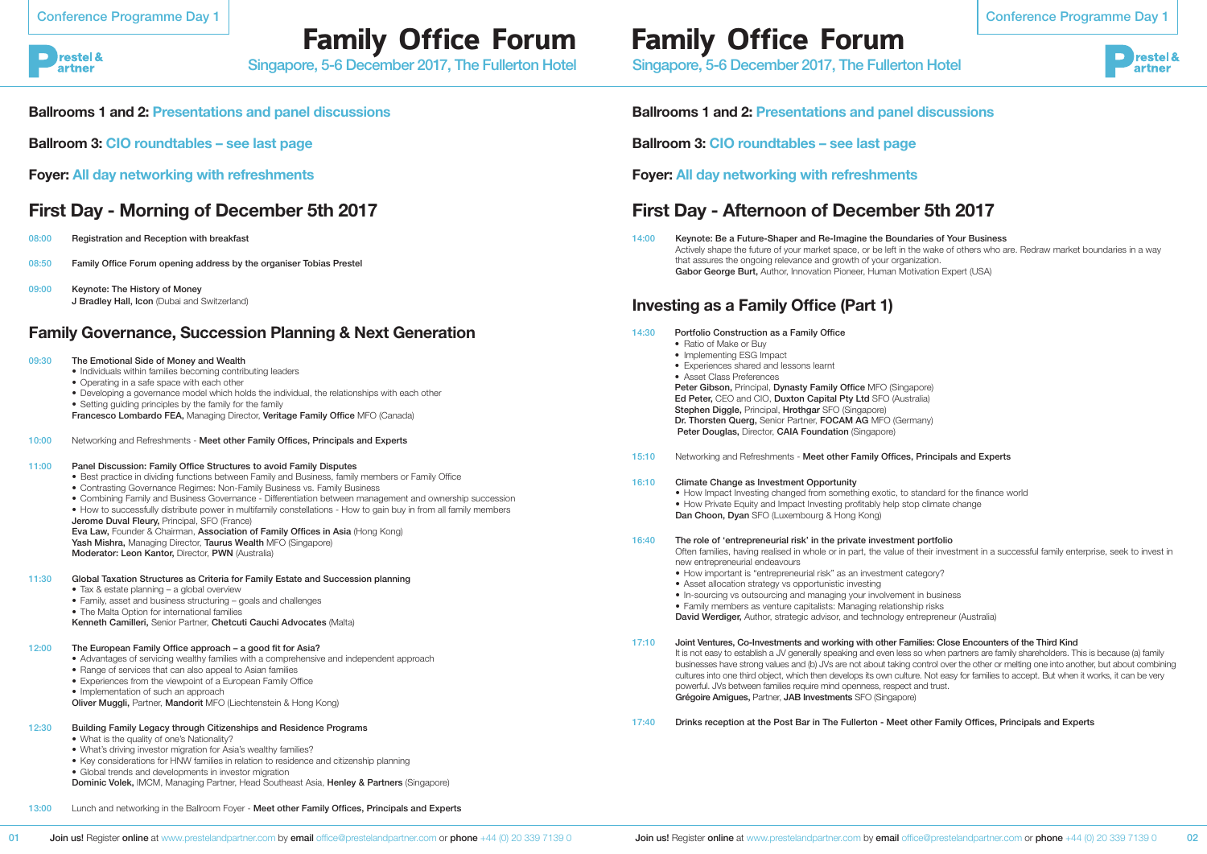# Family Office Forum

Singapore, 5-6 December 2017, The Fullerton Hotel

**Ballrooms 1 and 2:** Presentations and panel discussions

**Ballroom 3:** CIO roundtables – see last page

**Foyer:** All day networking with refreshments

## First Day - Morning of December 5th 2017

**08:00** Registration and Reception with breakfast

**08:50** Family Office Forum opening address by the organiser Tobias Prestel

**09:00** Keynote: The History of Money
**J Bradley Hall, Icon** (Dubai and Switzerland)

## Family Governance, Succession Planning & Next Generation

**09:30** The Emotional Side of Money and Wealth
- Individuals within families becoming contributing leaders
- Operating in a safe space with each other
- Developing a governance model which holds the individual, the relationships with each other
- Setting guiding principles by the family for the family

**Francesco Lombardo FEA,** Managing Director, **Veritage Family Office** MFO (Canada)

**10:00** Networking and Refreshments - **Meet other Family Offices, Principals and Experts**

**11:00** Panel Discussion: Family Office Structures to avoid Family Disputes
- Best practice in dividing functions between Family and Business, family members or Family Office
- Contrasting Governance Regimes: Non-Family Business vs. Family Business
- Combining Family and Business Governance - Differentiation between management and ownership succession
- How to successfully distribute power in multifamily constellations - How to gain buy in from all family members

**Jerome Duval Fleury,** Principal, SFO (France)
**Eva Law,** Founder & Chairman, **Association of Family Offices in Asia** (Hong Kong)
**Yash Mishra,** Managing Director, **Taurus Wealth** MFO (Singapore)
**Moderator: Leon Kantor,** Director, **PWN** (Australia)

**11:30** Global Taxation Structures as Criteria for Family Estate and Succession planning
- Tax & estate planning – a global overview
- Family, asset and business structuring – goals and challenges
- The Malta Option for international families

**Kenneth Camilleri,** Senior Partner, **Chetcuti Cauchi Advocates** (Malta)

**12:00** The European Family Office approach – a good fit for Asia?
- Advantages of servicing wealthy families with a comprehensive and independent approach
- Range of services that can also appeal to Asian families
- Experiences from the viewpoint of a European Family Office
- Implementation of such an approach

**Oliver Muggli,** Partner, **Mandorit** MFO (Liechtenstein & Hong Kong)

**12:30** Building Family Legacy through Citizenships and Residence Programs
- What is the quality of one's Nationality?
- What's driving investor migration for Asia's wealthy families?
- Key considerations for HNW families in relation to residence and citizenship planning
- Global trends and developments in investor migration

**Dominic Volek,** IMCM, Managing Partner, Head Southeast Asia, **Henley & Partners** (Singapore)

**13:00** Lunch and networking in the Ballroom Foyer - **Meet other Family Offices, Principals and Experts**

## First Day - Afternoon of December 5th 2017

**14:00** Keynote: Be a Future-Shaper and Re-Imagine the Boundaries of Your Business
Actively shape the future of your market space, or be left in the wake of others who are. Redraw market boundaries in a way that assures the ongoing relevance and growth of your organization.
**Gabor George Burt,** Author, Innovation Pioneer, Human Motivation Expert (USA)

## Investing as a Family Office (Part 1)

**14:30** Portfolio Construction as a Family Office
- Ratio of Make or Buy
- Implementing ESG Impact
- Experiences shared and lessons learnt
- Asset Class Preferences

**Peter Gibson,** Principal, **Dynasty Family Office** MFO (Singapore)
**Ed Peter,** CEO and CIO, **Duxton Capital Pty Ltd** SFO (Australia)
**Stephen Diggle,** Principal, **Hrothgar** SFO (Singapore)
**Dr. Thorsten Querg,** Senior Partner, **FOCAM AG** MFO (Germany)
**Peter Douglas,** Director, **CAIA Foundation** (Singapore)

**15:10** Networking and Refreshments - **Meet other Family Offices, Principals and Experts**

**16:10** Climate Change as Investment Opportunity
- How Impact Investing changed from something exotic, to standard for the finance world
- How Private Equity and Impact Investing profitably help stop climate change

**Dan Choon, Dyan** SFO (Luxembourg & Hong Kong)

**16:40** The role of 'entrepreneurial risk' in the private investment portfolio
Often families, having realised in whole or in part, the value of their investment in a successful family enterprise, seek to invest in new entrepreneurial endeavours
- How important is "entrepreneurial risk" as an investment category?
- Asset allocation strategy vs opportunistic investing
- In-sourcing vs outsourcing and managing your involvement in business
- Family members as venture capitalists: Managing relationship risks

**David Werdiger,** Author, strategic advisor, and technology entrepreneur (Australia)

**17:10** Joint Ventures, Co-Investments and working with other Families: Close Encounters of the Third Kind
It is not easy to establish a JV generally speaking and even less so when partners are family shareholders. This is because (a) family businesses have strong values and (b) JVs are not about taking control over the other or melting one into another, but about combining cultures into one third object, which then develops its own culture. Not easy for families to accept. But when it works, it can be very powerful. JVs between families require mind openness, respect and trust.
**Grégoire Amigues,** Partner, **JAB Investments** SFO (Singapore)

**17:40** Drinks reception at the Post Bar in The Fullerton - Meet other Family Offices, Principals and Experts

**Join us!** Register **online** at www.prestelandpartner.com by **email** office@prestelandpartner.com or **phone** +44 (0) 20 339 7139 0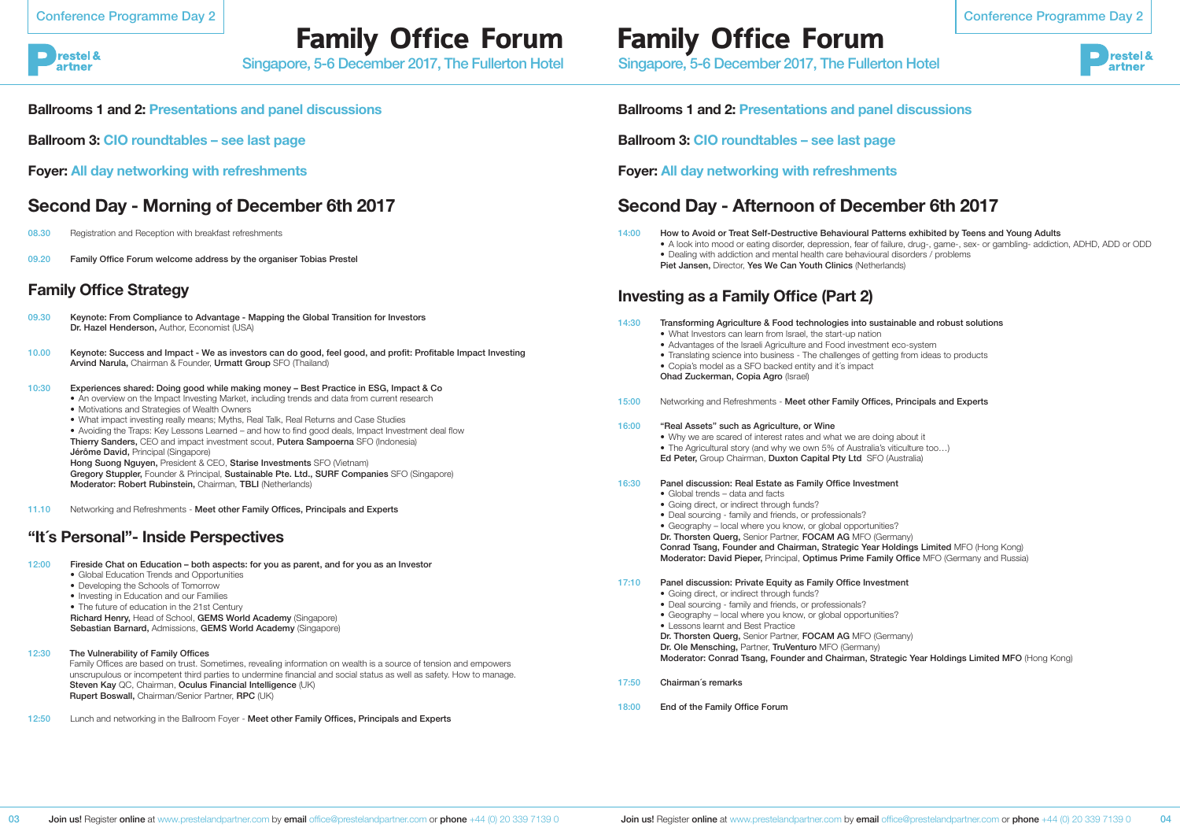# Family Office Forum

Singapore, 5-6 December 2017, The Fullerton Hotel

Conference Programme Day 2

**Ballrooms 1 and 2:** Presentations and panel discussions

**Ballroom 3:** CIO roundtables – see last page

**Foyer:** All day networking with refreshments

## Second Day - Morning of December 6th 2017

08.30 Registration and Reception with breakfast refreshments

09.20 **Family Office Forum welcome address by the organiser Tobias Prestel**

### Family Office Strategy

09.30 **Keynote: From Compliance to Advantage - Mapping the Global Transition for Investors**
**Dr. Hazel Henderson,** Author, Economist (USA)

10.00 **Keynote: Success and Impact - We as investors can do good, feel good, and profit: Profitable Impact Investing**
**Arvind Narula,** Chairman & Founder, **Urmatt Group** SFO (Thailand)

10:30 **Experiences shared: Doing good while making money – Best Practice in ESG, Impact & Co**
- An overview on the Impact Investing Market, including trends and data from current research
- Motivations and Strategies of Wealth Owners
- What impact investing really means; Myths, Real Talk, Real Returns and Case Studies
- Avoiding the Traps: Key Lessons Learned – and how to find good deals, Impact Investment deal flow

**Thierry Sanders,** CEO and impact investment scout, **Putera Sampoerna** SFO (Indonesia)
**Jérôme David,** Principal (Singapore)
**Hong Suong Nguyen,** President & CEO, **Starise Investments** SFO (Vietnam)
**Gregory Stuppler,** Founder & Principal, **Sustainable Pte. Ltd., SURF Companies** SFO (Singapore)
**Moderator: Robert Rubinstein,** Chairman, **TBLI** (Netherlands)

11.10 Networking and Refreshments - **Meet other Family Offices, Principals and Experts**

### "It´s Personal"- Inside Perspectives

12:00 **Fireside Chat on Education – both aspects: for you as parent, and for you as an Investor**
- Global Education Trends and Opportunities
- Developing the Schools of Tomorrow
- Investing in Education and our Families
- The future of education in the 21st Century

**Richard Henry,** Head of School, **GEMS World Academy** (Singapore)
**Sebastian Barnard,** Admissions, **GEMS World Academy** (Singapore)

12:30 **The Vulnerability of Family Offices**
Family Offices are based on trust. Sometimes, revealing information on wealth is a source of tension and empowers unscrupulous or incompetent third parties to undermine financial and social status as well as safety. How to manage.
**Steven Kay** QC, Chairman, **Oculus Financial Intelligence** (UK)
**Rupert Boswall,** Chairman/Senior Partner, **RPC** (UK)

12:50 Lunch and networking in the Ballroom Foyer - **Meet other Family Offices, Principals and Experts**

## Second Day - Afternoon of December 6th 2017

14:00 **How to Avoid or Treat Self-Destructive Behavioural Patterns exhibited by Teens and Young Adults**
- A look into mood or eating disorder, depression, fear of failure, drug-, game-, sex- or gambling- addiction, ADHD, ADD or ODD
- Dealing with addiction and mental health care behavioural disorders / problems

**Piet Jansen,** Director, **Yes We Can Youth Clinics** (Netherlands)

### Investing as a Family Office (Part 2)

14:30 **Transforming Agriculture & Food technologies into sustainable and robust solutions**
- What Investors can learn from Israel, the start-up nation
- Advantages of the Israeli Agriculture and Food investment eco-system
- Translating science into business - The challenges of getting from ideas to products
- Copia's model as a SFO backed entity and it´s impact

**Ohad Zuckerman, Copia Agro** (Israel)

15:00 Networking and Refreshments - **Meet other Family Offices, Principals and Experts**

16:00 **"Real Assets" such as Agriculture, or Wine**
- Why we are scared of interest rates and what we are doing about it
- The Agricultural story (and why we own 5% of Australia's viticulture too…)

**Ed Peter,** Group Chairman, **Duxton Capital Pty Ltd** SFO (Australia)

16:30 **Panel discussion: Real Estate as Family Office Investment**
- Global trends – data and facts
- Going direct, or indirect through funds?
- Deal sourcing - family and friends, or professionals?
- Geography – local where you know, or global opportunities?

**Dr. Thorsten Querg,** Senior Partner, **FOCAM AG** MFO (Germany)
**Conrad Tsang, Founder and Chairman, Strategic Year Holdings Limited** MFO (Hong Kong)
**Moderator: David Pieper,** Principal, **Optimus Prime Family Office** MFO (Germany and Russia)

17:10 **Panel discussion: Private Equity as Family Office Investment**
- Going direct, or indirect through funds?
- Deal sourcing - family and friends, or professionals?
- Geography – local where you know, or global opportunities?
- Lessons learnt and Best Practice

**Dr. Thorsten Querg,** Senior Partner, **FOCAM AG** MFO (Germany)
**Dr. Ole Mensching,** Partner, **TruVenturo** MFO (Germany)
**Moderator: Conrad Tsang, Founder and Chairman, Strategic Year Holdings Limited MFO** (Hong Kong)

17:50 **Chairman´s remarks**

18:00 **End of the Family Office Forum**

**Join us!** Register **online** at www.prestelandpartner.com by **email** office@prestelandpartner.com or **phone** +44 (0) 20 339 7139 0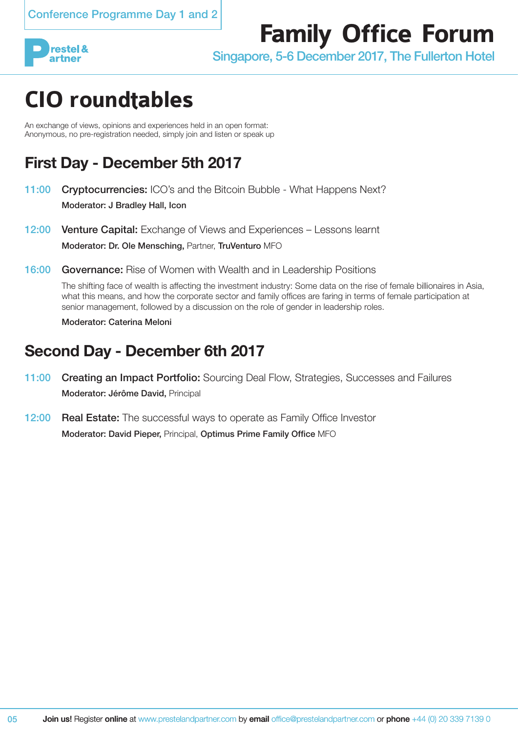# CIO roundtables

An exchange of views, opinions and experiences held in an open format:
Anonymous, no pre-registration needed, simply join and listen or speak up

## First Day - December 5th 2017

**11:00** **Cryptocurrencies:** ICO's and the Bitcoin Bubble - What Happens Next?

**Moderator: J Bradley Hall, Icon**

**12:00** **Venture Capital:** Exchange of Views and Experiences – Lessons learnt

**Moderator: Dr. Ole Mensching,** Partner, **TruVenturo** MFO

**16:00** **Governance:** Rise of Women with Wealth and in Leadership Positions

The shifting face of wealth is affecting the investment industry: Some data on the rise of female billionaires in Asia, what this means, and how the corporate sector and family offices are faring in terms of female participation at senior management, followed by a discussion on the role of gender in leadership roles.

**Moderator: Caterina Meloni**

## Second Day - December 6th 2017

**11:00** **Creating an Impact Portfolio:** Sourcing Deal Flow, Strategies, Successes and Failures

**Moderator: Jérôme David,** Principal

**12:00** **Real Estate:** The successful ways to operate as Family Office Investor

**Moderator: David Pieper,** Principal, **Optimus Prime Family Office** MFO

**Join us!** Register **online** at www.prestelandpartner.com by **email** office@prestelandpartner.com or **phone** +44 (0) 20 339 7139 0